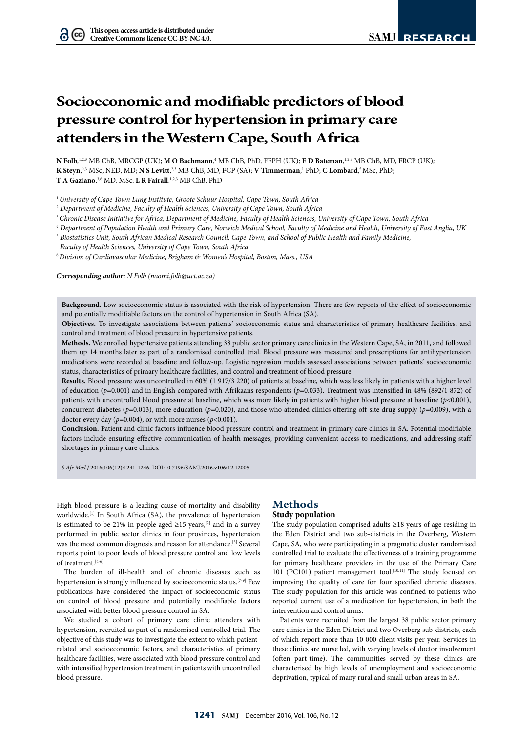# Socioeconomic and modifiable predictors of blood pressure control for hypertension in primary care attenders in the Western Cape, South Africa

**N Folb**,[1,2,3] MB ChB, MRCGP (UK); **M O Bachmann**,[4] MB ChB, PhD, FFPH (UK); **E D Bateman**,[1,2,3] MB ChB, MD, FRCP (UK); **K Steyn**,[2,3] MSc, NED, MD; **N S Levitt**,[2,3] MB ChB, MD, FCP (SA); **V Timmerman**,[1] PhD; **C Lombard**,[5] MSc, PhD; **T A Gaziano**,[3,6] MD, MSc; **L R Fairall**,[1,2,3] MB ChB, PhD

[1] *University of Cape Town Lung Institute, Groote Schuur Hospital, Cape Town, South Africa*
[2] *Department of Medicine, Faculty of Health Sciences, University of Cape Town, South Africa*
[3] *Chronic Disease Initiative for Africa, Department of Medicine, Faculty of Health Sciences, University of Cape Town, South Africa*
[4] *Department of Population Health and Primary Care, Norwich Medical School, Faculty of Medicine and Health, University of East Anglia, UK*
[5] *Biostatistics Unit, South African Medical Research Council, Cape Town, and School of Public Health and Family Medicine, Faculty of Health Sciences, University of Cape Town, South Africa*
[6] *Division of Cardiovascular Medicine, Brigham & Women's Hospital, Boston, Mass., USA*

***Corresponding author:** N Folb (naomi.folb@uct.ac.za)*

**Background.** Low socioeconomic status is associated with the risk of hypertension. There are few reports of the effect of socioeconomic and potentially modifiable factors on the control of hypertension in South Africa (SA).

**Objectives.** To investigate associations between patients' socioeconomic status and characteristics of primary healthcare facilities, and control and treatment of blood pressure in hypertensive patients.

**Methods.** We enrolled hypertensive patients attending 38 public sector primary care clinics in the Western Cape, SA, in 2011, and followed them up 14 months later as part of a randomised controlled trial. Blood pressure was measured and prescriptions for antihypertension medications were recorded at baseline and follow-up. Logistic regression models assessed associations between patients' socioeconomic status, characteristics of primary healthcare facilities, and control and treatment of blood pressure.

**Results.** Blood pressure was uncontrolled in 60% (1 917/3 220) of patients at baseline, which was less likely in patients with a higher level of education ($p$=0.001) and in English compared with Afrikaans respondents ($p$=0.033). Treatment was intensified in 48% (892/1 872) of patients with uncontrolled blood pressure at baseline, which was more likely in patients with higher blood pressure at baseline ($p$<0.001), concurrent diabetes ($p$=0.013), more education ($p$=0.020), and those who attended clinics offering off-site drug supply ($p$=0.009), with a doctor every day ($p$=0.004), or with more nurses ($p$<0.001).

**Conclusion.** Patient and clinic factors influence blood pressure control and treatment in primary care clinics in SA. Potential modifiable factors include ensuring effective communication of health messages, providing convenient access to medications, and addressing staff shortages in primary care clinics.

*S Afr Med J* 2016;106(12):1241-1246. DOI:10.7196/SAMJ.2016.v106i12.12005

High blood pressure is a leading cause of mortality and disability worldwide.[1] In South Africa (SA), the prevalence of hypertension is estimated to be 21% in people aged ≥15 years,[2] and in a survey performed in public sector clinics in four provinces, hypertension was the most common diagnosis and reason for attendance.[3] Several reports point to poor levels of blood pressure control and low levels of treatment.[4-6]

The burden of ill-health and of chronic diseases such as hypertension is strongly influenced by socioeconomic status.[7-9] Few publications have considered the impact of socioeconomic status on control of blood pressure and potentially modifiable factors associated with better blood pressure control in SA.

We studied a cohort of primary care clinic attenders with hypertension, recruited as part of a randomised controlled trial. The objective of this study was to investigate the extent to which patient-related and socioeconomic factors, and characteristics of primary healthcare facilities, were associated with blood pressure control and with intensified hypertension treatment in patients with uncontrolled blood pressure.

## Methods

### Study population

The study population comprised adults ≥18 years of age residing in the Eden District and two sub-districts in the Overberg, Western Cape, SA, who were participating in a pragmatic cluster randomised controlled trial to evaluate the effectiveness of a training programme for primary healthcare providers in the use of the Primary Care 101 (PC101) patient management tool.[10,11] The study focused on improving the quality of care for four specified chronic diseases. The study population for this article was confined to patients who reported current use of a medication for hypertension, in both the intervention and control arms.

Patients were recruited from the largest 38 public sector primary care clinics in the Eden District and two Overberg sub-districts, each of which report more than 10 000 client visits per year. Services in these clinics are nurse led, with varying levels of doctor involvement (often part-time). The communities served by these clinics are characterised by high levels of unemployment and socioeconomic deprivation, typical of many rural and small urban areas in SA.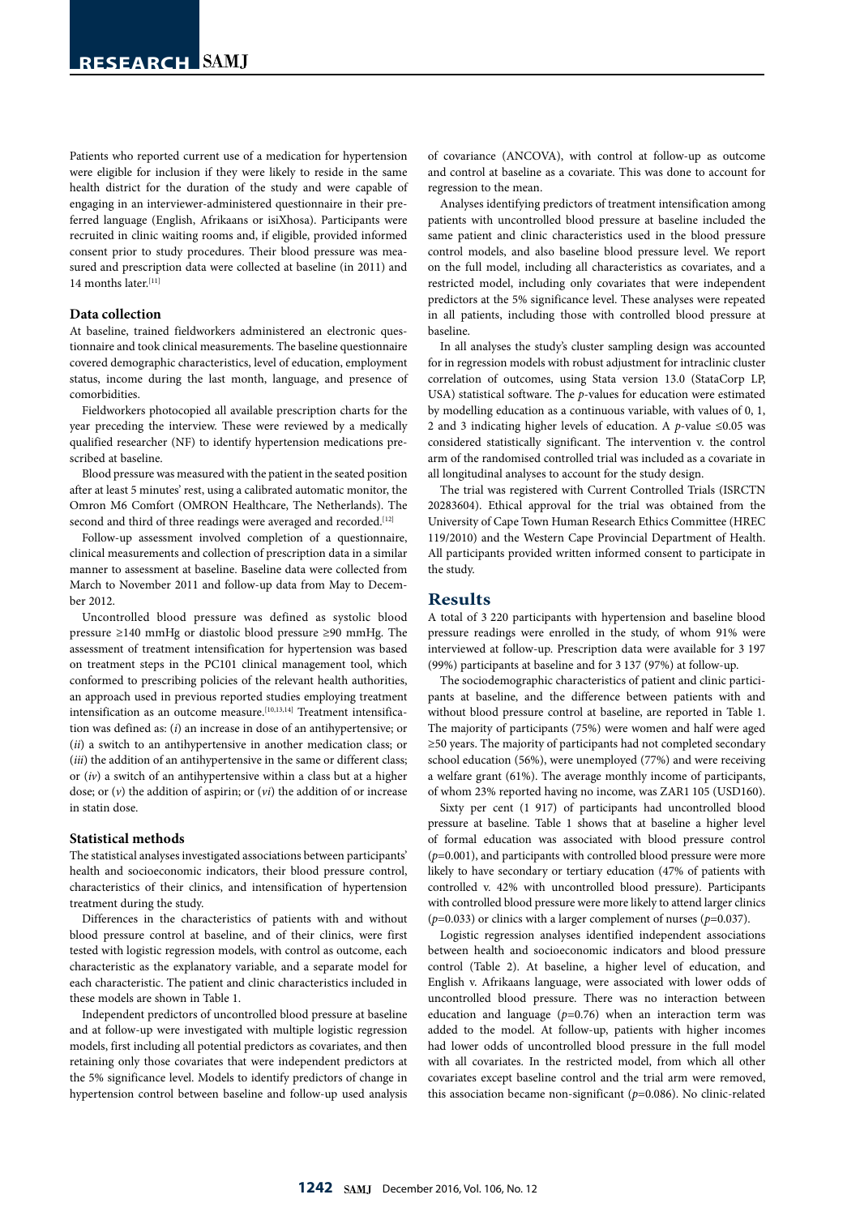Patients who reported current use of a medication for hypertension were eligible for inclusion if they were likely to reside in the same health district for the duration of the study and were capable of engaging in an interviewer-administered questionnaire in their preferred language (English, Afrikaans or isiXhosa). Participants were recruited in clinic waiting rooms and, if eligible, provided informed consent prior to study procedures. Their blood pressure was measured and prescription data were collected at baseline (in 2011) and 14 months later.[11]

### Data collection

At baseline, trained fieldworkers administered an electronic questionnaire and took clinical measurements. The baseline questionnaire covered demographic characteristics, level of education, employment status, income during the last month, language, and presence of comorbidities.

Fieldworkers photocopied all available prescription charts for the year preceding the interview. These were reviewed by a medically qualified researcher (NF) to identify hypertension medications prescribed at baseline.

Blood pressure was measured with the patient in the seated position after at least 5 minutes' rest, using a calibrated automatic monitor, the Omron M6 Comfort (OMRON Healthcare, The Netherlands). The second and third of three readings were averaged and recorded.[12]

Follow-up assessment involved completion of a questionnaire, clinical measurements and collection of prescription data in a similar manner to assessment at baseline. Baseline data were collected from March to November 2011 and follow-up data from May to December 2012.

Uncontrolled blood pressure was defined as systolic blood pressure ≥140 mmHg or diastolic blood pressure ≥90 mmHg. The assessment of treatment intensification for hypertension was based on treatment steps in the PC101 clinical management tool, which conformed to prescribing policies of the relevant health authorities, an approach used in previous reported studies employing treatment intensification as an outcome measure.[10,13,14] Treatment intensification was defined as: (*i*) an increase in dose of an antihypertensive; or (*ii*) a switch to an antihypertensive in another medication class; or (*iii*) the addition of an antihypertensive in the same or different class; or (*iv*) a switch of an antihypertensive within a class but at a higher dose; or (*v*) the addition of aspirin; or (*vi*) the addition of or increase in statin dose.

### Statistical methods

The statistical analyses investigated associations between participants' health and socioeconomic indicators, their blood pressure control, characteristics of their clinics, and intensification of hypertension treatment during the study.

Differences in the characteristics of patients with and without blood pressure control at baseline, and of their clinics, were first tested with logistic regression models, with control as outcome, each characteristic as the explanatory variable, and a separate model for each characteristic. The patient and clinic characteristics included in these models are shown in Table 1.

Independent predictors of uncontrolled blood pressure at baseline and at follow-up were investigated with multiple logistic regression models, first including all potential predictors as covariates, and then retaining only those covariates that were independent predictors at the 5% significance level. Models to identify predictors of change in hypertension control between baseline and follow-up used analysis of covariance (ANCOVA), with control at follow-up as outcome and control at baseline as a covariate. This was done to account for regression to the mean.

Analyses identifying predictors of treatment intensification among patients with uncontrolled blood pressure at baseline included the same patient and clinic characteristics used in the blood pressure control models, and also baseline blood pressure level. We report on the full model, including all characteristics as covariates, and a restricted model, including only covariates that were independent predictors at the 5% significance level. These analyses were repeated in all patients, including those with controlled blood pressure at baseline.

In all analyses the study's cluster sampling design was accounted for in regression models with robust adjustment for intraclinic cluster correlation of outcomes, using Stata version 13.0 (StataCorp LP, USA) statistical software. The *p*-values for education were estimated by modelling education as a continuous variable, with values of 0, 1, 2 and 3 indicating higher levels of education. A *p*-value ≤0.05 was considered statistically significant. The intervention v. the control arm of the randomised controlled trial was included as a covariate in all longitudinal analyses to account for the study design.

The trial was registered with Current Controlled Trials (ISRCTN 20283604). Ethical approval for the trial was obtained from the University of Cape Town Human Research Ethics Committee (HREC 119/2010) and the Western Cape Provincial Department of Health. All participants provided written informed consent to participate in the study.

## Results

A total of 3 220 participants with hypertension and baseline blood pressure readings were enrolled in the study, of whom 91% were interviewed at follow-up. Prescription data were available for 3 197 (99%) participants at baseline and for 3 137 (97%) at follow-up.

The sociodemographic characteristics of patient and clinic participants at baseline, and the difference between patients with and without blood pressure control at baseline, are reported in Table 1. The majority of participants (75%) were women and half were aged ≥50 years. The majority of participants had not completed secondary school education (56%), were unemployed (77%) and were receiving a welfare grant (61%). The average monthly income of participants, of whom 23% reported having no income, was ZAR1 105 (USD160).

Sixty per cent (1 917) of participants had uncontrolled blood pressure at baseline. Table 1 shows that at baseline a higher level of formal education was associated with blood pressure control (*p*=0.001), and participants with controlled blood pressure were more likely to have secondary or tertiary education (47% of patients with controlled v. 42% with uncontrolled blood pressure). Participants with controlled blood pressure were more likely to attend larger clinics (*p*=0.033) or clinics with a larger complement of nurses (*p*=0.037).

Logistic regression analyses identified independent associations between health and socioeconomic indicators and blood pressure control (Table 2). At baseline, a higher level of education, and English v. Afrikaans language, were associated with lower odds of uncontrolled blood pressure. There was no interaction between education and language (*p*=0.76) when an interaction term was added to the model. At follow-up, patients with higher incomes had lower odds of uncontrolled blood pressure in the full model with all covariates. In the restricted model, from which all other covariates except baseline control and the trial arm were removed, this association became non-significant (*p*=0.086). No clinic-related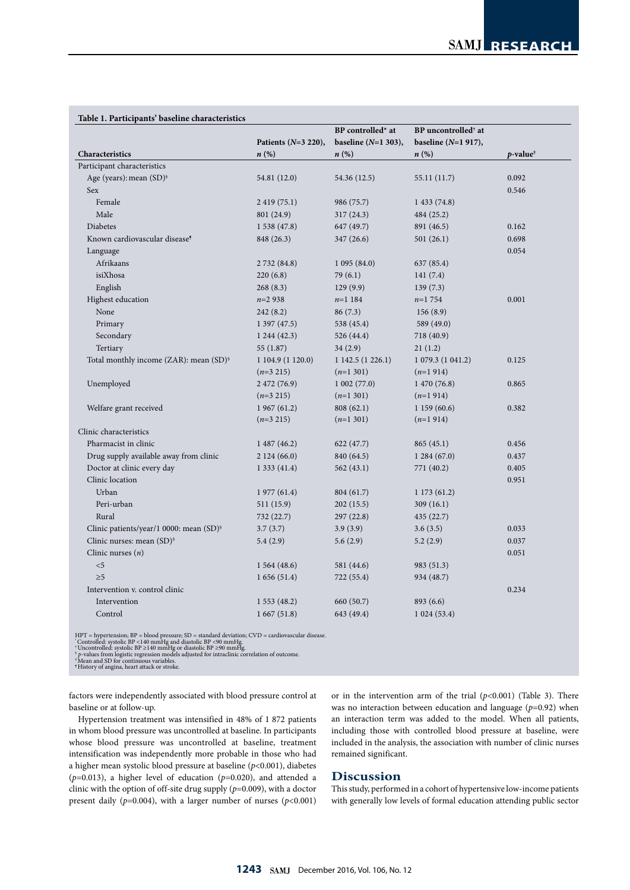**Table 1. Participants' baseline characteristics**

| Characteristics | Patients (*N*=3 220), *n* (%) | BP controlled* at baseline (*N*=1 303), *n* (%) | BP uncontrolled† at baseline (*N*=1 917), *n* (%) | *p*-value‡ |
|---|---|---|---|---|
| Participant characteristics | | | | |
| Age (years): mean (SD)§ | 54.81 (12.0) | 54.36 (12.5) | 55.11 (11.7) | 0.092 |
| Sex | | | | 0.546 |
| Female | 2 419 (75.1) | 986 (75.7) | 1 433 (74.8) | |
| Male | 801 (24.9) | 317 (24.3) | 484 (25.2) | |
| Diabetes | 1 538 (47.8) | 647 (49.7) | 891 (46.5) | 0.162 |
| Known cardiovascular disease¶ | 848 (26.3) | 347 (26.6) | 501 (26.1) | 0.698 |
| Language | | | | 0.054 |
| Afrikaans | 2 732 (84.8) | 1 095 (84.0) | 637 (85.4) | |
| isiXhosa | 220 (6.8) | 79 (6.1) | 141 (7.4) | |
| English | 268 (8.3) | 129 (9.9) | 139 (7.3) | |
| Highest education | *n*=2 938 | *n*=1 184 | *n*=1 754 | 0.001 |
| None | 242 (8.2) | 86 (7.3) | 156 (8.9) | |
| Primary | 1 397 (47.5) | 538 (45.4) | 589 (49.0) | |
| Secondary | 1 244 (42.3) | 526 (44.4) | 718 (40.9) | |
| Tertiary | 55 (1.87) | 34 (2.9) | 21 (1.2) | |
| Total monthly income (ZAR): mean (SD)§ | 1 104.9 (1 120.0) (*n*=3 215) | 1 142.5 (1 226.1) (*n*=1 301) | 1 079.3 (1 041.2) (*n*=1 914) | 0.125 |
| Unemployed | 2 472 (76.9) (*n*=3 215) | 1 002 (77.0) (*n*=1 301) | 1 470 (76.8) (*n*=1 914) | 0.865 |
| Welfare grant received | 1 967 (61.2) (*n*=3 215) | 808 (62.1) (*n*=1 301) | 1 159 (60.6) (*n*=1 914) | 0.382 |
| Clinic characteristics | | | | |
| Pharmacist in clinic | 1 487 (46.2) | 622 (47.7) | 865 (45.1) | 0.456 |
| Drug supply available away from clinic | 2 124 (66.0) | 840 (64.5) | 1 284 (67.0) | 0.437 |
| Doctor at clinic every day | 1 333 (41.4) | 562 (43.1) | 771 (40.2) | 0.405 |
| Clinic location | | | | 0.951 |
| Urban | 1 977 (61.4) | 804 (61.7) | 1 173 (61.2) | |
| Peri-urban | 511 (15.9) | 202 (15.5) | 309 (16.1) | |
| Rural | 732 (22.7) | 297 (22.8) | 435 (22.7) | |
| Clinic patients/year/1 0000: mean (SD)§ | 3.7 (3.7) | 3.9 (3.9) | 3.6 (3.5) | 0.033 |
| Clinic nurses: mean (SD)§ | 5.4 (2.9) | 5.6 (2.9) | 5.2 (2.9) | 0.037 |
| Clinic nurses (*n*) | | | | 0.051 |
| <5 | 1 564 (48.6) | 581 (44.6) | 983 (51.3) | |
| ≥5 | 1 656 (51.4) | 722 (55.4) | 934 (48.7) | |
| Intervention v. control clinic | | | | 0.234 |
| Intervention | 1 553 (48.2) | 660 (50.7) | 893 (6.6) | |
| Control | 1 667 (51.8) | 643 (49.4) | 1 024 (53.4) | |

HPT = hypertension; BP = blood pressure; SD = standard deviation; CVD = cardiovascular disease.
*Controlled: systolic BP <140 mmHg and diastolic BP <90 mmHg.
†Uncontrolled: systolic BP ≥140 mmHg or diastolic BP ≥90 mmHg.
‡*p*-values from logistic regression models adjusted for intraclinic correlation of outcome.
§Mean and SD for continuous variables.
¶History of angina, heart attack or stroke.

factors were independently associated with blood pressure control at baseline or at follow-up.

Hypertension treatment was intensified in 48% of 1 872 patients in whom blood pressure was uncontrolled at baseline. In participants whose blood pressure was uncontrolled at baseline, treatment intensification was independently more probable in those who had a higher mean systolic blood pressure at baseline ($p$<0.001), diabetes ($p$=0.013), a higher level of education ($p$=0.020), and attended a clinic with the option of off-site drug supply ($p$=0.009), with a doctor present daily ($p$=0.004), with a larger number of nurses ($p$<0.001) or in the intervention arm of the trial ($p$<0.001) (Table 3). There was no interaction between education and language ($p$=0.92) when an interaction term was added to the model. When all patients, including those with controlled blood pressure at baseline, were included in the analysis, the association with number of clinic nurses remained significant.

## Discussion

This study, performed in a cohort of hypertensive low-income patients with generally low levels of formal education attending public sector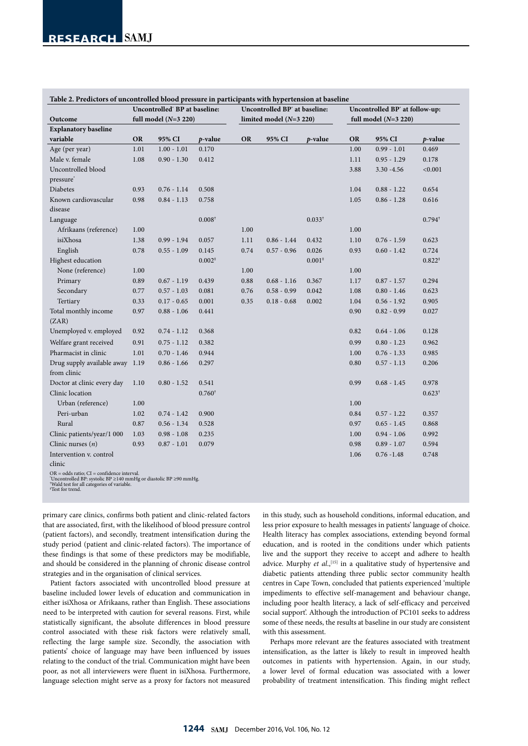**Table 2. Predictors of uncontrolled blood pressure in participants with hypertension at baseline**

| Outcome | Uncontrolled* BP at baseline: full model (N=3 220) | | | Uncontrolled BP* at baseline: limited model (N=3 220) | | | Uncontrolled BP* at follow-up: full model (N=3 220) | | |
|---|---|---|---|---|---|---|---|---|---|
| **Explanatory baseline variable** | **OR** | **95% CI** | ***p*-value** | **OR** | **95% CI** | ***p*-value** | **OR** | **95% CI** | ***p*-value** |
| Age (per year) | 1.01 | 1.00 - 1.01 | 0.170 | | | | 1.00 | 0.99 - 1.01 | 0.469 |
| Male v. female | 1.08 | 0.90 - 1.30 | 0.412 | | | | 1.11 | 0.95 - 1.29 | 0.178 |
| Uncontrolled blood pressure* | | | | | | | 3.88 | 3.30 -4.56 | <0.001 |
| Diabetes | 0.93 | 0.76 - 1.14 | 0.508 | | | | 1.04 | 0.88 - 1.22 | 0.654 |
| Known cardiovascular disease | 0.98 | 0.84 - 1.13 | 0.758 | | | | 1.05 | 0.86 - 1.28 | 0.616 |
| Language | | | 0.008† | | | 0.033† | | | 0.794† |
| Afrikaans (reference) | 1.00 | | | 1.00 | | | 1.00 | | |
| isiXhosa | 1.38 | 0.99 - 1.94 | 0.057 | 1.11 | 0.86 - 1.44 | 0.432 | 1.10 | 0.76 - 1.59 | 0.623 |
| English | 0.78 | 0.55 - 1.09 | 0.145 | 0.74 | 0.57 - 0.96 | 0.026 | 0.93 | 0.60 - 1.42 | 0.724 |
| Highest education | | | 0.002‡ | | | 0.001‡ | | | 0.822‡ |
| None (reference) | 1.00 | | | 1.00 | | | 1.00 | | |
| Primary | 0.89 | 0.67 - 1.19 | 0.439 | 0.88 | 0.68 - 1.16 | 0.367 | 1.17 | 0.87 - 1.57 | 0.294 |
| Secondary | 0.77 | 0.57 - 1.03 | 0.081 | 0.76 | 0.58 - 0.99 | 0.042 | 1.08 | 0.80 - 1.46 | 0.623 |
| Tertiary | 0.33 | 0.17 - 0.65 | 0.001 | 0.35 | 0.18 - 0.68 | 0.002 | 1.04 | 0.56 - 1.92 | 0.905 |
| Total monthly income (ZAR) | 0.97 | 0.88 - 1.06 | 0.441 | | | | 0.90 | 0.82 - 0.99 | 0.027 |
| Unemployed v. employed | 0.92 | 0.74 - 1.12 | 0.368 | | | | 0.82 | 0.64 - 1.06 | 0.128 |
| Welfare grant received | 0.91 | 0.75 - 1.12 | 0.382 | | | | 0.99 | 0.80 - 1.23 | 0.962 |
| Pharmacist in clinic | 1.01 | 0.70 - 1.46 | 0.944 | | | | 1.00 | 0.76 - 1.33 | 0.985 |
| Drug supply available away from clinic | 1.19 | 0.86 - 1.66 | 0.297 | | | | 0.80 | 0.57 - 1.13 | 0.206 |
| Doctor at clinic every day | 1.10 | 0.80 - 1.52 | 0.541 | | | | 0.99 | 0.68 - 1.45 | 0.978 |
| Clinic location | | | 0.760† | | | | | | 0.623† |
| Urban (reference) | 1.00 | | | | | | 1.00 | | |
| Peri-urban | 1.02 | 0.74 - 1.42 | 0.900 | | | | 0.84 | 0.57 - 1.22 | 0.357 |
| Rural | 0.87 | 0.56 - 1.34 | 0.528 | | | | 0.97 | 0.65 - 1.45 | 0.868 |
| Clinic patients/year/1 000 | 1.03 | 0.98 - 1.08 | 0.235 | | | | 1.00 | 0.94 - 1.06 | 0.992 |
| Clinic nurses (n) | 0.93 | 0.87 - 1.01 | 0.079 | | | | 0.98 | 0.89 - 1.07 | 0.594 |
| Intervention v. control clinic | | | | | | | 1.06 | 0.76 -1.48 | 0.748 |

OR = odds ratio; CI = confidence interval.
*Uncontrolled BP: systolic BP ≥140 mmHg or diastolic BP ≥90 mmHg.
†Wald test for all categories of variable.
‡Test for trend.

primary care clinics, confirms both patient and clinic-related factors that are associated, first, with the likelihood of blood pressure control (patient factors), and secondly, treatment intensification during the study period (patient and clinic-related factors). The importance of these findings is that some of these predictors may be modifiable, and should be considered in the planning of chronic disease control strategies and in the organisation of clinical services.

Patient factors associated with uncontrolled blood pressure at baseline included lower levels of education and communication in either isiXhosa or Afrikaans, rather than English. These associations need to be interpreted with caution for several reasons. First, while statistically significant, the absolute differences in blood pressure control associated with these risk factors were relatively small, reflecting the large sample size. Secondly, the association with patients' choice of language may have been influenced by issues relating to the conduct of the trial. Communication might have been poor, as not all interviewers were fluent in isiXhosa. Furthermore, language selection might serve as a proxy for factors not measured in this study, such as household conditions, informal education, and less prior exposure to health messages in patients' language of choice. Health literacy has complex associations, extending beyond formal education, and is rooted in the conditions under which patients live and the support they receive to accept and adhere to health advice. Murphy *et al.*,[15] in a qualitative study of hypertensive and diabetic patients attending three public sector community health centres in Cape Town, concluded that patients experienced 'multiple impediments to effective self-management and behaviour change, including poor health literacy, a lack of self-efficacy and perceived social support'. Although the introduction of PC101 seeks to address some of these needs, the results at baseline in our study are consistent with this assessment.

Perhaps more relevant are the features associated with treatment intensification, as the latter is likely to result in improved health outcomes in patients with hypertension. Again, in our study, a lower level of formal education was associated with a lower probability of treatment intensification. This finding might reflect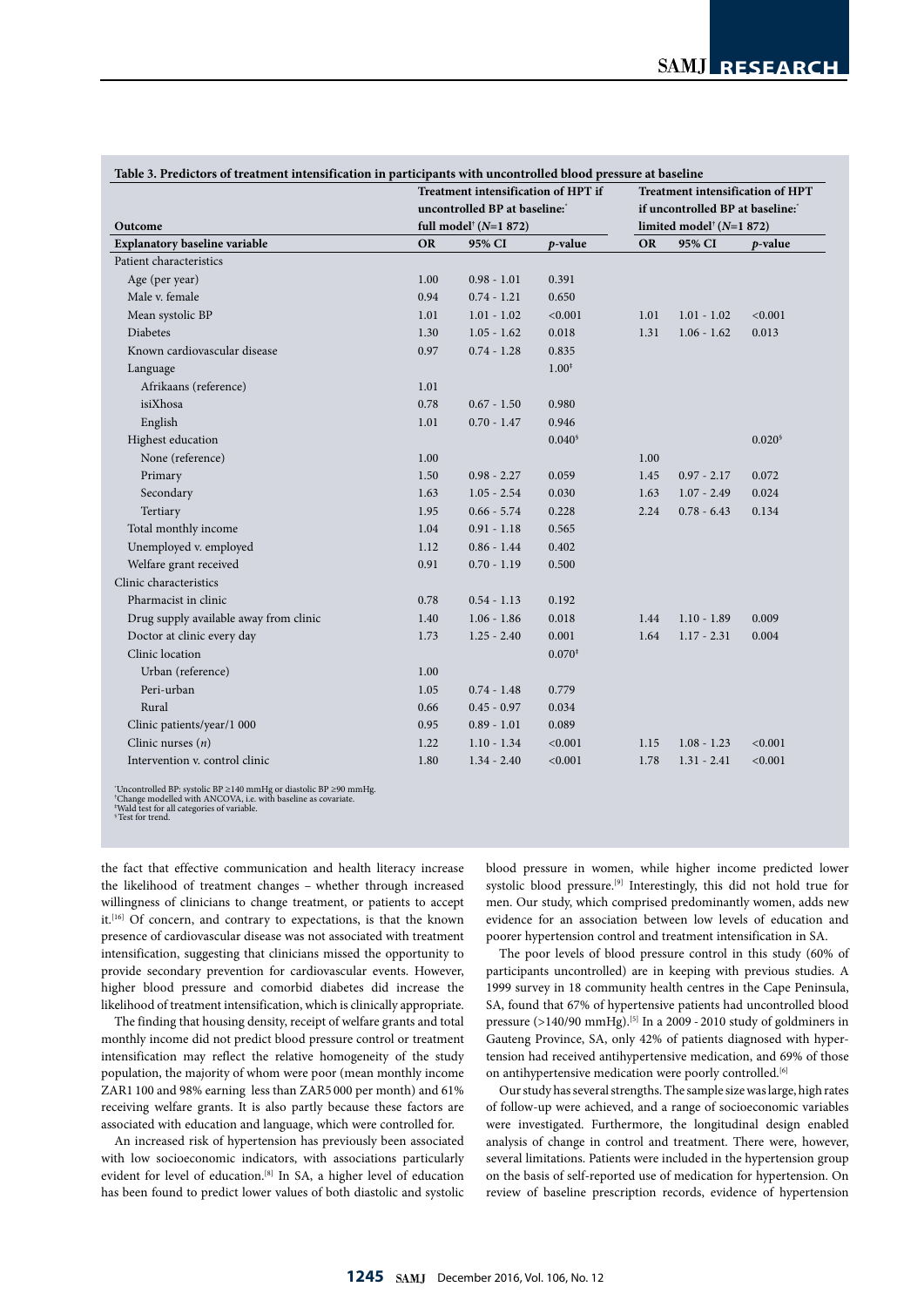**Table 3. Predictors of treatment intensification in participants with uncontrolled blood pressure at baseline**

| Outcome | Treatment intensification of HPT if uncontrolled BP at baseline:* full model† (N=1 872) | | | Treatment intensification of HPT if uncontrolled BP at baseline:* limited model† (N=1 872) | | |
|---|---|---|---|---|---|---|
| **Explanatory baseline variable** | **OR** | **95% CI** | ***p*-value** | **OR** | **95% CI** | ***p*-value** |
| Patient characteristics | | | | | | |
| Age (per year) | 1.00 | 0.98 - 1.01 | 0.391 | | | |
| Male v. female | 0.94 | 0.74 - 1.21 | 0.650 | | | |
| Mean systolic BP | 1.01 | 1.01 - 1.02 | <0.001 | 1.01 | 1.01 - 1.02 | <0.001 |
| Diabetes | 1.30 | 1.05 - 1.62 | 0.018 | 1.31 | 1.06 - 1.62 | 0.013 |
| Known cardiovascular disease | 0.97 | 0.74 - 1.28 | 0.835 | | | |
| Language | | | 1.00‡ | | | |
| Afrikaans (reference) | 1.01 | | | | | |
| isiXhosa | 0.78 | 0.67 - 1.50 | 0.980 | | | |
| English | 1.01 | 0.70 - 1.47 | 0.946 | | | |
| Highest education | | | 0.040§ | | | 0.020§ |
| None (reference) | 1.00 | | | 1.00 | | |
| Primary | 1.50 | 0.98 - 2.27 | 0.059 | 1.45 | 0.97 - 2.17 | 0.072 |
| Secondary | 1.63 | 1.05 - 2.54 | 0.030 | 1.63 | 1.07 - 2.49 | 0.024 |
| Tertiary | 1.95 | 0.66 - 5.74 | 0.228 | 2.24 | 0.78 - 6.43 | 0.134 |
| Total monthly income | 1.04 | 0.91 - 1.18 | 0.565 | | | |
| Unemployed v. employed | 1.12 | 0.86 - 1.44 | 0.402 | | | |
| Welfare grant received | 0.91 | 0.70 - 1.19 | 0.500 | | | |
| Clinic characteristics | | | | | | |
| Pharmacist in clinic | 0.78 | 0.54 - 1.13 | 0.192 | | | |
| Drug supply available away from clinic | 1.40 | 1.06 - 1.86 | 0.018 | 1.44 | 1.10 - 1.89 | 0.009 |
| Doctor at clinic every day | 1.73 | 1.25 - 2.40 | 0.001 | 1.64 | 1.17 - 2.31 | 0.004 |
| Clinic location | | | 0.070‡ | | | |
| Urban (reference) | 1.00 | | | | | |
| Peri-urban | 1.05 | 0.74 - 1.48 | 0.779 | | | |
| Rural | 0.66 | 0.45 - 0.97 | 0.034 | | | |
| Clinic patients/year/1 000 | 0.95 | 0.89 - 1.01 | 0.089 | | | |
| Clinic nurses (*n*) | 1.22 | 1.10 - 1.34 | <0.001 | 1.15 | 1.08 - 1.23 | <0.001 |
| Intervention v. control clinic | 1.80 | 1.34 - 2.40 | <0.001 | 1.78 | 1.31 - 2.41 | <0.001 |

*Uncontrolled BP: systolic BP ≥140 mmHg or diastolic BP ≥90 mmHg.
†Change modelled with ANCOVA, i.e. with baseline as covariate.
‡Wald test for all categories of variable.
§Test for trend.

the fact that effective communication and health literacy increase the likelihood of treatment changes – whether through increased willingness of clinicians to change treatment, or patients to accept it.[16] Of concern, and contrary to expectations, is that the known presence of cardiovascular disease was not associated with treatment intensification, suggesting that clinicians missed the opportunity to provide secondary prevention for cardiovascular events. However, higher blood pressure and comorbid diabetes did increase the likelihood of treatment intensification, which is clinically appropriate.

The finding that housing density, receipt of welfare grants and total monthly income did not predict blood pressure control or treatment intensification may reflect the relative homogeneity of the study population, the majority of whom were poor (mean monthly income ZAR1 100 and 98% earning less than ZAR5 000 per month) and 61% receiving welfare grants. It is also partly because these factors are associated with education and language, which were controlled for.

An increased risk of hypertension has previously been associated with low socioeconomic indicators, with associations particularly evident for level of education.[8] In SA, a higher level of education has been found to predict lower values of both diastolic and systolic blood pressure in women, while higher income predicted lower systolic blood pressure.[9] Interestingly, this did not hold true for men. Our study, which comprised predominantly women, adds new evidence for an association between low levels of education and poorer hypertension control and treatment intensification in SA.

The poor levels of blood pressure control in this study (60% of participants uncontrolled) are in keeping with previous studies. A 1999 survey in 18 community health centres in the Cape Peninsula, SA, found that 67% of hypertensive patients had uncontrolled blood pressure (>140/90 mmHg).[5] In a 2009 - 2010 study of goldminers in Gauteng Province, SA, only 42% of patients diagnosed with hypertension had received antihypertensive medication, and 69% of those on antihypertensive medication were poorly controlled.[6]

Our study has several strengths. The sample size was large, high rates of follow-up were achieved, and a range of socioeconomic variables were investigated. Furthermore, the longitudinal design enabled analysis of change in control and treatment. There were, however, several limitations. Patients were included in the hypertension group on the basis of self-reported use of medication for hypertension. On review of baseline prescription records, evidence of hypertension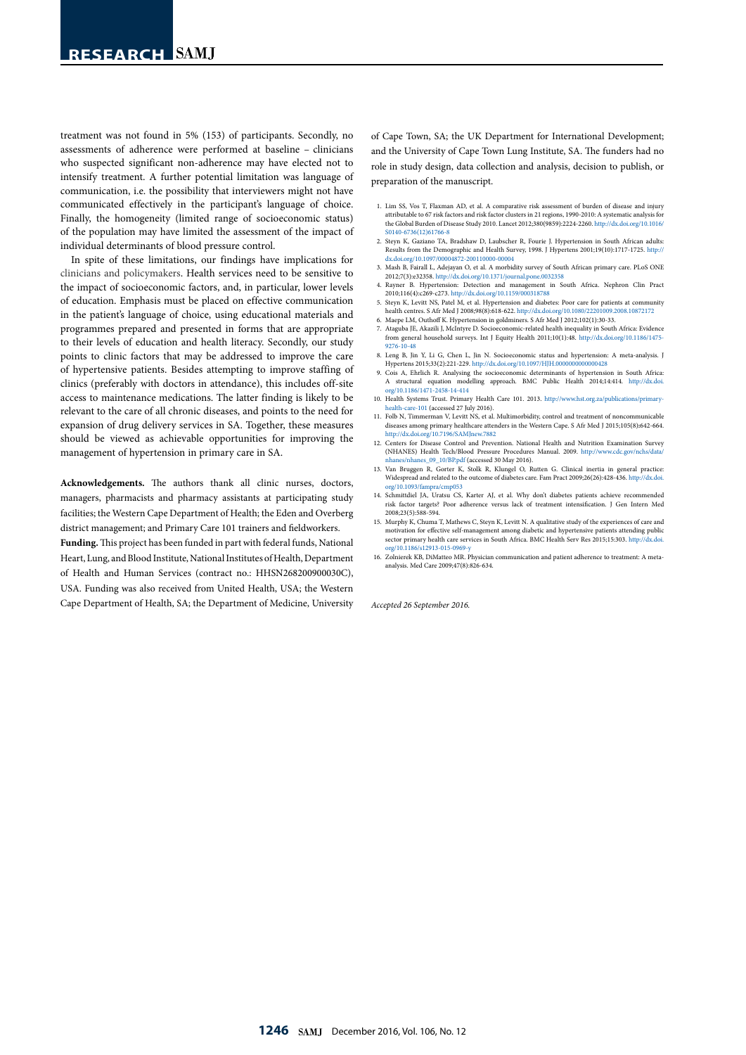treatment was not found in 5% (153) of participants. Secondly, no assessments of adherence were performed at baseline – clinicians who suspected significant non-adherence may have elected not to intensify treatment. A further potential limitation was language of communication, i.e. the possibility that interviewers might not have communicated effectively in the participant's language of choice. Finally, the homogeneity (limited range of socioeconomic status) of the population may have limited the assessment of the impact of individual determinants of blood pressure control.

In spite of these limitations, our findings have implications for clinicians and policymakers. Health services need to be sensitive to the impact of socioeconomic factors, and, in particular, lower levels of education. Emphasis must be placed on effective communication in the patient's language of choice, using educational materials and programmes prepared and presented in forms that are appropriate to their levels of education and health literacy. Secondly, our study points to clinic factors that may be addressed to improve the care of hypertensive patients. Besides attempting to improve staffing of clinics (preferably with doctors in attendance), this includes off-site access to maintenance medications. The latter finding is likely to be relevant to the care of all chronic diseases, and points to the need for expansion of drug delivery services in SA. Together, these measures should be viewed as achievable opportunities for improving the management of hypertension in primary care in SA.

**Acknowledgements.** The authors thank all clinic nurses, doctors, managers, pharmacists and pharmacy assistants at participating study facilities; the Western Cape Department of Health; the Eden and Overberg district management; and Primary Care 101 trainers and fieldworkers.

**Funding.** This project has been funded in part with federal funds, National Heart, Lung, and Blood Institute, National Institutes of Health, Department of Health and Human Services (contract no.: HHSN268200900030C), USA. Funding was also received from United Health, USA; the Western Cape Department of Health, SA; the Department of Medicine, University of Cape Town, SA; the UK Department for International Development; and the University of Cape Town Lung Institute, SA. The funders had no role in study design, data collection and analysis, decision to publish, or preparation of the manuscript.

1. Lim SS, Vos T, Flaxman AD, et al. A comparative risk assessment of burden of disease and injury attributable to 67 risk factors and risk factor clusters in 21 regions, 1990-2010: A systematic analysis for the Global Burden of Disease Study 2010. Lancet 2012;380(9859):2224-2260. http://dx.doi.org/10.1016/S0140-6736(12)61766-8
2. Steyn K, Gaziano TA, Bradshaw D, Laubscher R, Fourie J. Hypertension in South African adults: Results from the Demographic and Health Survey, 1998. J Hypertens 2001;19(10):1717-1725. http://dx.doi.org/10.1097/00004872-200110000-00004
3. Mash B, Fairall L, Adejayan O, et al. A morbidity survey of South African primary care. PLoS ONE 2012;7(3):e32358. http://dx.doi.org/10.1371/journal.pone.0032358
4. Rayner B. Hypertension: Detection and management in South Africa. Nephron Clin Pract 2010;116(4):c269-c273. http://dx.doi.org/10.1159/000318788
5. Steyn K, Levitt NS, Patel M, et al. Hypertension and diabetes: Poor care for patients at community health centres. S Afr Med J 2008;98(8):618-622. http://dx.doi.org/10.1080/22201009.2008.10872172
6. Maepe LM, Outhoff K. Hypertension in goldminers. S Afr Med J 2012;102(1):30-33.
7. Ataguba JE, Akazili J, McIntyre D. Socioeconomic-related health inequality in South Africa: Evidence from general household surveys. Int J Equity Health 2011;10(1):48. http://dx.doi.org/10.1186/1475-9276-10-48
8. Leng B, Jin Y, Li G, Chen L, Jin N. Socioeconomic status and hypertension: A meta-analysis. J Hypertens 2015;33(2):221-229. http://dx.doi.org/10.1097/HJH.0000000000000428
9. Cois A, Ehrlich R. Analysing the socioeconomic determinants of hypertension in South Africa: A structural equation modelling approach. BMC Public Health 2014;14:414. http://dx.doi.org/10.1186/1471-2458-14-414
10. Health Systems Trust. Primary Health Care 101. 2013. http://www.hst.org.za/publications/primary-health-care-101 (accessed 27 July 2016).
11. Folb N, Timmerman V, Levitt NS, et al. Multimorbidity, control and treatment of noncommunicable diseases among primary healthcare attenders in the Western Cape. S Afr Med J 2015;105(8):642-664. http://dx.doi.org/10.7196/SAMJnew.7882
12. Centers for Disease Control and Prevention. National Health and Nutrition Examination Survey (NHANES) Health Tech/Blood Pressure Procedures Manual. 2009. http://www.cdc.gov/nchs/data/nhanes/nhanes_09_10/BP.pdf (accessed 30 May 2016).
13. Van Bruggen R, Gorter K, Stolk R, Klungel O, Rutten G. Clinical inertia in general practice: Widespread and related to the outcome of diabetes care. Fam Pract 2009;26(26):428-436. http://dx.doi.org/10.1093/fampra/cmp053
14. Schmittdiel JA, Uratsu CS, Karter AJ, et al. Why don't diabetes patients achieve recommended risk factor targets? Poor adherence versus lack of treatment intensification. J Gen Intern Med 2008;23(5):588-594.
15. Murphy K, Chuma T, Mathews C, Steyn K, Levitt N. A qualitative study of the experiences of care and motivation for effective self-management among diabetic and hypertensive patients attending public sector primary health care services in South Africa. BMC Health Serv Res 2015;15:303. http://dx.doi.org/10.1186/s12913-015-0969-y
16. Zolnierek KB, DiMatteo MR. Physician communication and patient adherence to treatment: A meta-analysis. Med Care 2009;47(8):826-634.

*Accepted 26 September 2016.*